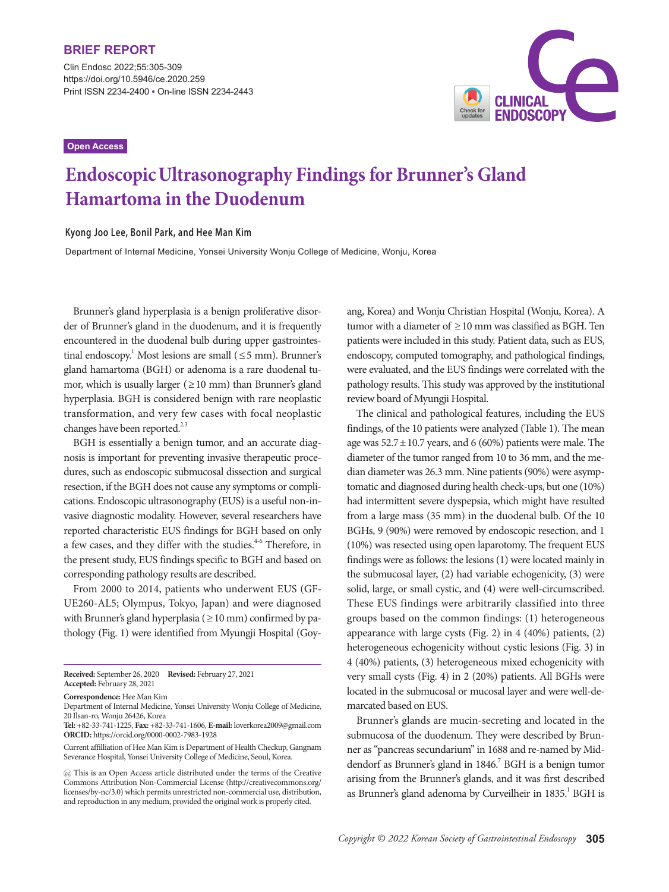**BRIEF REPORT**

Open Access

# Endoscopic Ultrasonography Findings for Brunner's Gland Hamartoma in the Duodenum

**Kyong Joo Lee, Bonil Park, and Hee Man Kim**

Department of Internal Medicine, Yonsei University Wonju College of Medicine, Wonju, Korea

Brunner's gland hyperplasia is a benign proliferative disorder of Brunner's gland in the duodenum, and it is frequently encountered in the duodenal bulb during upper gastrointestinal endoscopy.[1] Most lesions are small (≤5 mm). Brunner's gland hamartoma (BGH) or adenoma is a rare duodenal tumor, which is usually larger (≥10 mm) than Brunner's gland hyperplasia. BGH is considered benign with rare neoplastic transformation, and very few cases with focal neoplastic changes have been reported.[2,3]

BGH is essentially a benign tumor, and an accurate diagnosis is important for preventing invasive therapeutic procedures, such as endoscopic submucosal dissection and surgical resection, if the BGH does not cause any symptoms or complications. Endoscopic ultrasonography (EUS) is a useful non-invasive diagnostic modality. However, several researchers have reported characteristic EUS findings for BGH based on only a few cases, and they differ with the studies.[4-6] Therefore, in the present study, EUS findings specific to BGH and based on corresponding pathology results are described.

From 2000 to 2014, patients who underwent EUS (GF-UE260-AL5; Olympus, Tokyo, Japan) and were diagnosed with Brunner's gland hyperplasia (≥10 mm) confirmed by pathology (Fig. 1) were identified from Myungji Hospital (Goyang, Korea) and Wonju Christian Hospital (Wonju, Korea). A tumor with a diameter of ≥10 mm was classified as BGH. Ten patients were included in this study. Patient data, such as EUS, endoscopy, computed tomography, and pathological findings, were evaluated, and the EUS findings were correlated with the pathology results. This study was approved by the institutional review board of Myungji Hospital.

The clinical and pathological features, including the EUS findings, of the 10 patients were analyzed (Table 1). The mean age was 52.7±10.7 years, and 6 (60%) patients were male. The diameter of the tumor ranged from 10 to 36 mm, and the median diameter was 26.3 mm. Nine patients (90%) were asymptomatic and diagnosed during health check-ups, but one (10%) had intermittent severe dyspepsia, which might have resulted from a large mass (35 mm) in the duodenal bulb. Of the 10 BGHs, 9 (90%) were removed by endoscopic resection, and 1 (10%) was resected using open laparotomy. The frequent EUS findings were as follows: the lesions (1) were located mainly in the submucosal layer, (2) had variable echogenicity, (3) were solid, large, or small cystic, and (4) were well-circumscribed. These EUS findings were arbitrarily classified into three groups based on the common findings: (1) heterogeneous appearance with large cysts (Fig. 2) in 4 (40%) patients, (2) heterogeneous echogenicity without cystic lesions (Fig. 3) in 4 (40%) patients, (3) heterogeneous mixed echogenicity with very small cysts (Fig. 4) in 2 (20%) patients. All BGHs were located in the submucosal or mucosal layer and were well-demarcated based on EUS.

Brunner's glands are mucin-secreting and located in the submucosa of the duodenum. They were described by Brunner as "pancreas secundarium" in 1688 and re-named by Middendorf as Brunner's gland in 1846.[7] BGH is a benign tumor arising from the Brunner's glands, and it was first described as Brunner's gland adenoma by Curveilheir in 1835.[1] BGH is

**Received:** September 26, 2020 **Revised:** February 27, 2021
**Accepted:** February 28, 2021

**Correspondence:** Hee Man Kim
Department of Internal Medicine, Yonsei University Wonju College of Medicine, 20 Ilsan-ro, Wonju 26426, Korea
**Tel:** +82-33-741-1225, **Fax:** +82-33-741-1606, **E-mail:** loverkorea2009@gmail.com
**ORCID:** https://orcid.org/0000-0002-7983-1928

Current affiliation of Hee Man Kim is Department of Health Checkup, Gangnam Severance Hospital, Yonsei University College of Medicine, Seoul, Korea.

This is an Open Access article distributed under the terms of the Creative Commons Attribution Non-Commercial License (http://creativecommons.org/licenses/by-nc/3.0) which permits unrestricted non-commercial use, distribution, and reproduction in any medium, provided the original work is properly cited.

*Copyright © 2022 Korean Society of Gastrointestinal Endoscopy*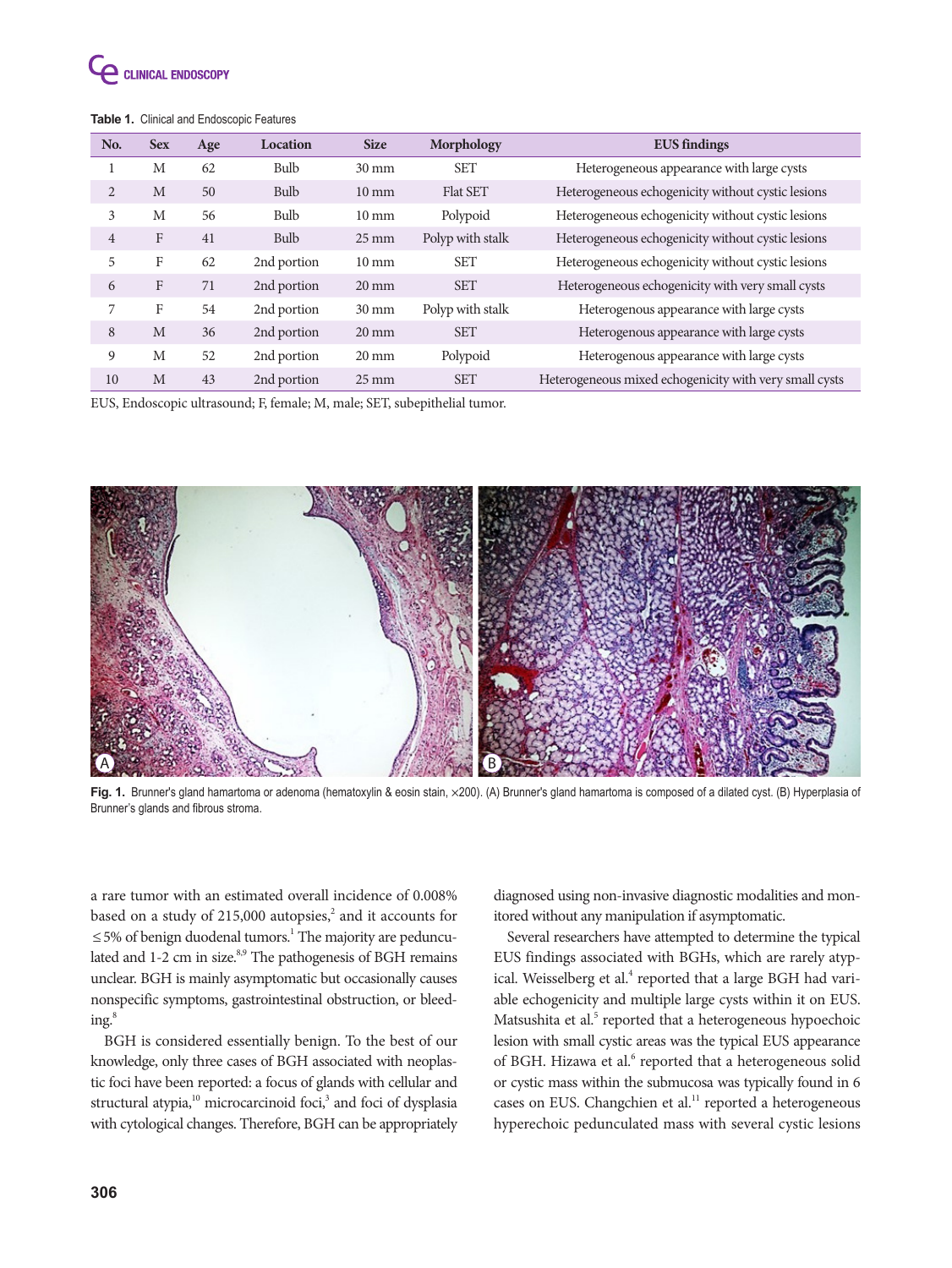**Table 1.** Clinical and Endoscopic Features

| No. | Sex | Age | Location | Size | Morphology | EUS findings |
|---|---|---|---|---|---|---|
| 1 | M | 62 | Bulb | 30 mm | SET | Heterogeneous appearance with large cysts |
| 2 | M | 50 | Bulb | 10 mm | Flat SET | Heterogeneous echogenicity without cystic lesions |
| 3 | M | 56 | Bulb | 10 mm | Polypoid | Heterogeneous echogenicity without cystic lesions |
| 4 | F | 41 | Bulb | 25 mm | Polyp with stalk | Heterogeneous echogenicity without cystic lesions |
| 5 | F | 62 | 2nd portion | 10 mm | SET | Heterogeneous echogenicity without cystic lesions |
| 6 | F | 71 | 2nd portion | 20 mm | SET | Heterogeneous echogenicity with very small cysts |
| 7 | F | 54 | 2nd portion | 30 mm | Polyp with stalk | Heterogenous appearance with large cysts |
| 8 | M | 36 | 2nd portion | 20 mm | SET | Heterogenous appearance with large cysts |
| 9 | M | 52 | 2nd portion | 20 mm | Polypoid | Heterogenous appearance with large cysts |
| 10 | M | 43 | 2nd portion | 25 mm | SET | Heterogeneous mixed echogenicity with very small cysts |

EUS, Endoscopic ultrasound; F, female; M, male; SET, subepithelial tumor.

**Fig. 1.** Brunner's gland hamartoma or adenoma (hematoxylin & eosin stain, ×200). (A) Brunner's gland hamartoma is composed of a dilated cyst. (B) Hyperplasia of Brunner's glands and fibrous stroma.

a rare tumor with an estimated overall incidence of 0.008% based on a study of 215,000 autopsies,[2] and it accounts for ≤5% of benign duodenal tumors.[1] The majority are pedunculated and 1-2 cm in size.[8,9] The pathogenesis of BGH remains unclear. BGH is mainly asymptomatic but occasionally causes nonspecific symptoms, gastrointestinal obstruction, or bleeding.[8]

BGH is considered essentially benign. To the best of our knowledge, only three cases of BGH associated with neoplastic foci have been reported: a focus of glands with cellular and structural atypia,[10] microcarcinoid foci,[3] and foci of dysplasia with cytological changes. Therefore, BGH can be appropriately diagnosed using non-invasive diagnostic modalities and monitored without any manipulation if asymptomatic.

Several researchers have attempted to determine the typical EUS findings associated with BGHs, which are rarely atypical. Weisselberg et al.[4] reported that a large BGH had variable echogenicity and multiple large cysts within it on EUS. Matsushita et al.[5] reported that a heterogeneous hypoechoic lesion with small cystic areas was the typical EUS appearance of BGH. Hizawa et al.[6] reported that a heterogeneous solid or cystic mass within the submucosa was typically found in 6 cases on EUS. Changchien et al.[11] reported a heterogeneous hyperechoic pedunculated mass with several cystic lesions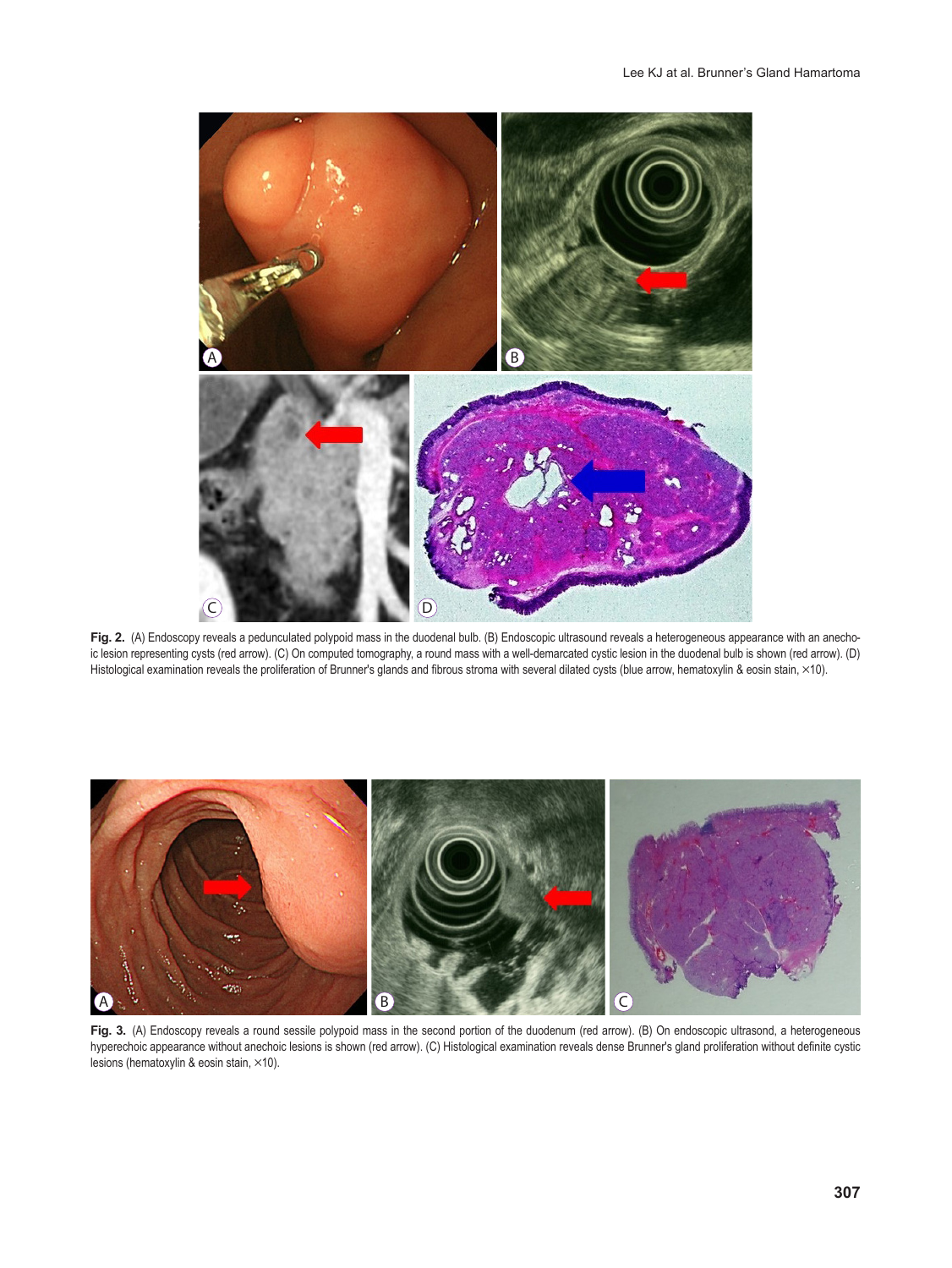**Fig. 2.** (A) Endoscopy reveals a pedunculated polypoid mass in the duodenal bulb. (B) Endoscopic ultrasound reveals a heterogeneous appearance with an anechoic lesion representing cysts (red arrow). (C) On computed tomography, a round mass with a well-demarcated cystic lesion in the duodenal bulb is shown (red arrow). (D) Histological examination reveals the proliferation of Brunner's glands and fibrous stroma with several dilated cysts (blue arrow, hematoxylin & eosin stain, ×10).

**Fig. 3.** (A) Endoscopy reveals a round sessile polypoid mass in the second portion of the duodenum (red arrow). (B) On endoscopic ultrasond, a heterogeneous hyperechoic appearance without anechoic lesions is shown (red arrow). (C) Histological examination reveals dense Brunner's gland proliferation without definite cystic lesions (hematoxylin & eosin stain, ×10).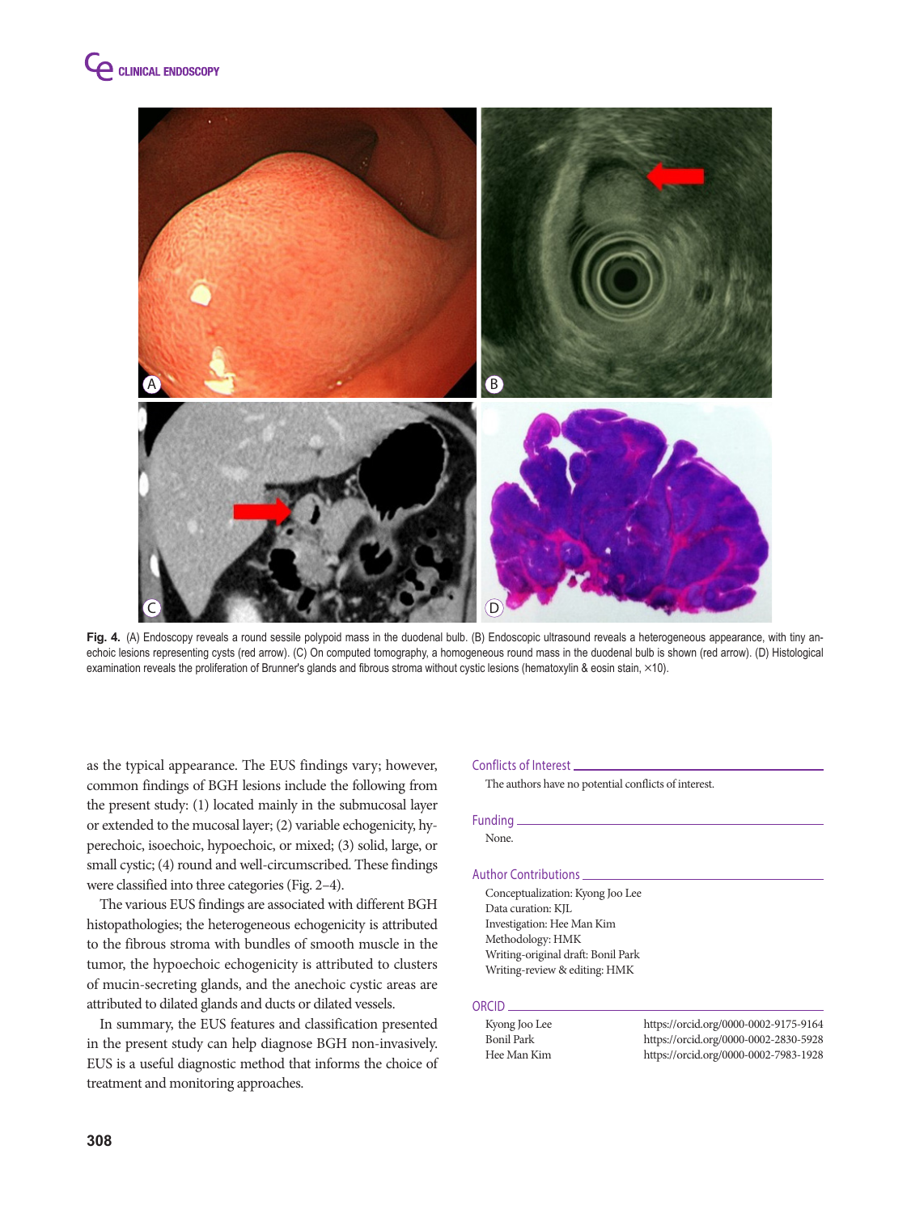**Fig. 4.** (A) Endoscopy reveals a round sessile polypoid mass in the duodenal bulb. (B) Endoscopic ultrasound reveals a heterogeneous appearance, with tiny anechoic lesions representing cysts (red arrow). (C) On computed tomography, a homogeneous round mass in the duodenal bulb is shown (red arrow). (D) Histological examination reveals the proliferation of Brunner's glands and fibrous stroma without cystic lesions (hematoxylin & eosin stain, ×10).

as the typical appearance. The EUS findings vary; however, common findings of BGH lesions include the following from the present study: (1) located mainly in the submucosal layer or extended to the mucosal layer; (2) variable echogenicity, hyperechoic, isoechoic, hypoechoic, or mixed; (3) solid, large, or small cystic; (4) round and well-circumscribed. These findings were classified into three categories (Fig. 2–4).

The various EUS findings are associated with different BGH histopathologies; the heterogeneous echogenicity is attributed to the fibrous stroma with bundles of smooth muscle in the tumor, the hypoechoic echogenicity is attributed to clusters of mucin-secreting glands, and the anechoic cystic areas are attributed to dilated glands and ducts or dilated vessels.

In summary, the EUS features and classification presented in the present study can help diagnose BGH non-invasively. EUS is a useful diagnostic method that informs the choice of treatment and monitoring approaches.

## Conflicts of Interest

The authors have no potential conflicts of interest.

## Funding

None.

## Author Contributions

Conceptualization: Kyong Joo Lee
Data curation: KJL
Investigation: Hee Man Kim
Methodology: HMK
Writing-original draft: Bonil Park
Writing-review & editing: HMK

## ORCID

Kyong Joo Lee https://orcid.org/0000-0002-9175-9164
Bonil Park https://orcid.org/0000-0002-2830-5928
Hee Man Kim https://orcid.org/0000-0002-7983-1928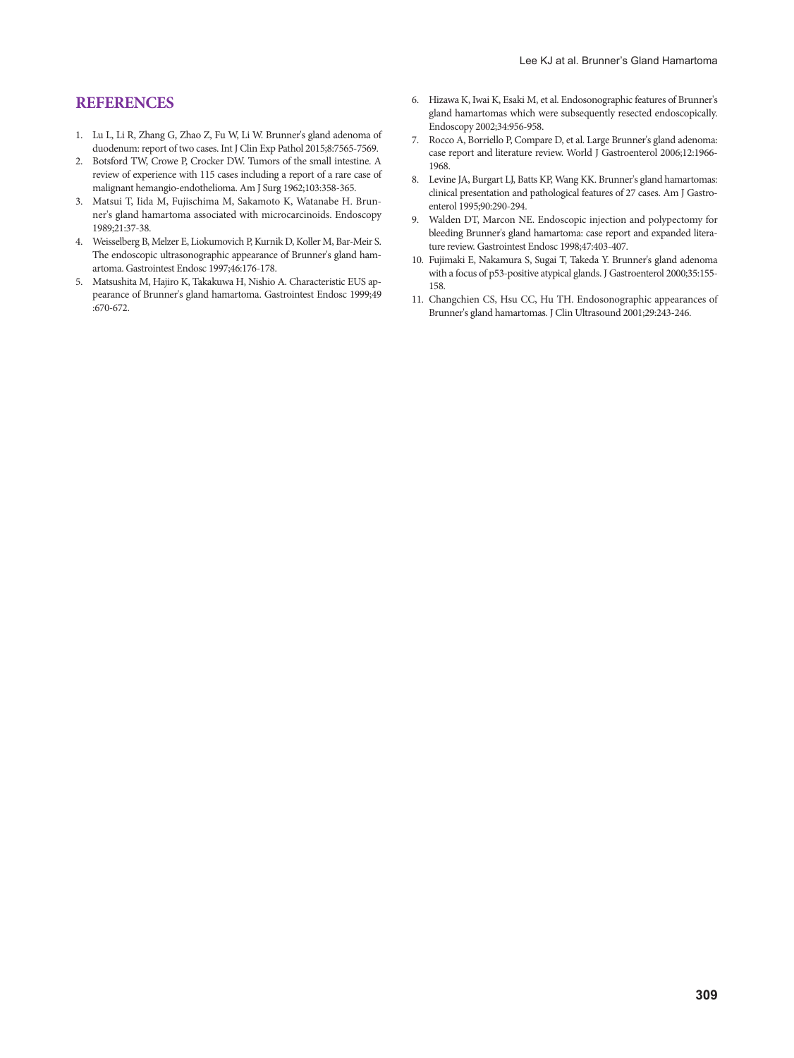## REFERENCES

1. Lu L, Li R, Zhang G, Zhao Z, Fu W, Li W. Brunner's gland adenoma of duodenum: report of two cases. Int J Clin Exp Pathol 2015;8:7565-7569.
2. Botsford TW, Crowe P, Crocker DW. Tumors of the small intestine. A review of experience with 115 cases including a report of a rare case of malignant hemangio-endothelioma. Am J Surg 1962;103:358-365.
3. Matsui T, Iida M, Fujischima M, Sakamoto K, Watanabe H. Brunner's gland hamartoma associated with microcarcinoids. Endoscopy 1989;21:37-38.
4. Weisselberg B, Melzer E, Liokumovich P, Kurnik D, Koller M, Bar-Meir S. The endoscopic ultrasonographic appearance of Brunner's gland hamartoma. Gastrointest Endosc 1997;46:176-178.
5. Matsushita M, Hajiro K, Takakuwa H, Nishio A. Characteristic EUS appearance of Brunner's gland hamartoma. Gastrointest Endosc 1999;49:670-672.
6. Hizawa K, Iwai K, Esaki M, et al. Endosonographic features of Brunner's gland hamartomas which were subsequently resected endoscopically. Endoscopy 2002;34:956-958.
7. Rocco A, Borriello P, Compare D, et al. Large Brunner's gland adenoma: case report and literature review. World J Gastroenterol 2006;12:1966-1968.
8. Levine JA, Burgart LJ, Batts KP, Wang KK. Brunner's gland hamartomas: clinical presentation and pathological features of 27 cases. Am J Gastroenterol 1995;90:290-294.
9. Walden DT, Marcon NE. Endoscopic injection and polypectomy for bleeding Brunner's gland hamartoma: case report and expanded literature review. Gastrointest Endosc 1998;47:403-407.
10. Fujimaki E, Nakamura S, Sugai T, Takeda Y. Brunner's gland adenoma with a focus of p53-positive atypical glands. J Gastroenterol 2000;35:155-158.
11. Changchien CS, Hsu CC, Hu TH. Endosonographic appearances of Brunner's gland hamartomas. J Clin Ultrasound 2001;29:243-246.